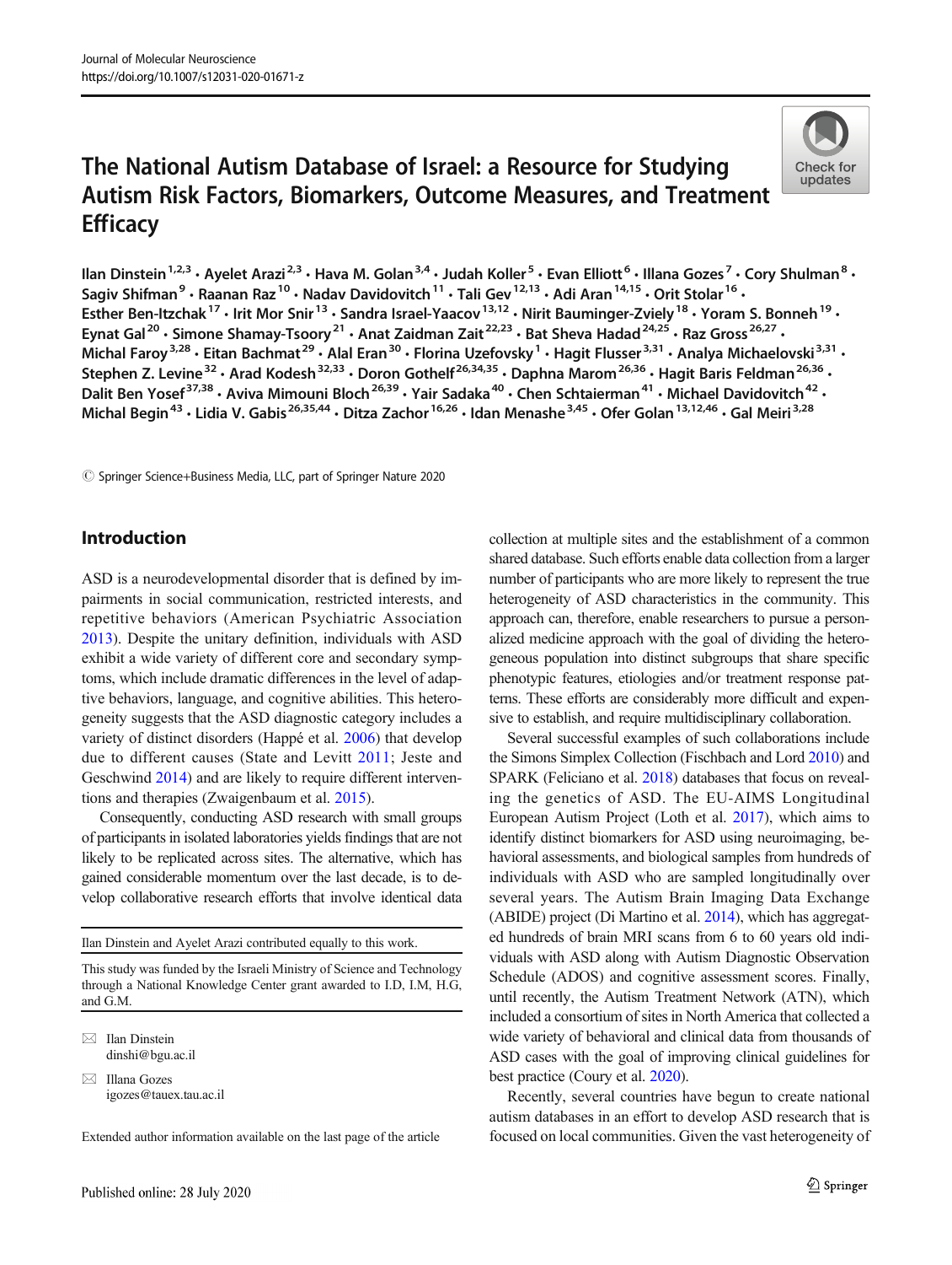# The National Autism Database of Israel: a Resource for Studying Autism Risk Factors, Biomarkers, Outcome Measures, and Treatment Efficacy

Ilan Dinstein[1,2,3] · Ayelet Arazi[2,3] · Hava M. Golan[3,4] · Judah Koller[5] · Evan Elliott[6] · Illana Gozes[7] · Cory Shulman[8] · Sagiv Shifman[9] · Raanan Raz[10] · Nadav Davidovitch[11] · Tali Gev[12,13] · Adi Aran[14,15] · Orit Stolar[16] · Esther Ben-Itzchak[17] · Irit Mor Snir[13] · Sandra Israel-Yaacov[13,12] · Nirit Bauminger-Zviely[18] · Yoram S. Bonneh[19] · Eynat Gal[20] · Simone Shamay-Tsoory[21] · Anat Zaidman Zait[22,23] · Bat Sheva Hadad[24,25] · Raz Gross[26,27] · Michal Faroy[3,28] · Eitan Bachmat[29] · Alal Eran[30] · Florina Uzefovsky[1] · Hagit Flusser[3,31] · Analya Michaelovski[3,31] · Stephen Z. Levine[32] · Arad Kodesh[32,33] · Doron Gothelf[26,34,35] · Daphna Marom[26,36] · Hagit Baris Feldman[26,36] · Dalit Ben Yosef[37,38] · Aviva Mimouni Bloch[26,39] · Yair Sadaka[40] · Chen Schtaierman[41] · Michael Davidovitch[42] · Michal Begin[43] · Lidia V. Gabis[26,35,44] · Ditza Zachor[16,26] · Idan Menashe[3,45] · Ofer Golan[13,12,46] · Gal Meiri[3,28]

© Springer Science+Business Media, LLC, part of Springer Nature 2020

## Introduction

ASD is a neurodevelopmental disorder that is defined by impairments in social communication, restricted interests, and repetitive behaviors (American Psychiatric Association 2013). Despite the unitary definition, individuals with ASD exhibit a wide variety of different core and secondary symptoms, which include dramatic differences in the level of adaptive behaviors, language, and cognitive abilities. This heterogeneity suggests that the ASD diagnostic category includes a variety of distinct disorders (Happé et al. 2006) that develop due to different causes (State and Levitt 2011; Jeste and Geschwind 2014) and are likely to require different interventions and therapies (Zwaigenbaum et al. 2015).

Consequently, conducting ASD research with small groups of participants in isolated laboratories yields findings that are not likely to be replicated across sites. The alternative, which has gained considerable momentum over the last decade, is to develop collaborative research efforts that involve identical data collection at multiple sites and the establishment of a common shared database. Such efforts enable data collection from a larger number of participants who are more likely to represent the true heterogeneity of ASD characteristics in the community. This approach can, therefore, enable researchers to pursue a personalized medicine approach with the goal of dividing the heterogeneous population into distinct subgroups that share specific phenotypic features, etiologies and/or treatment response patterns. These efforts are considerably more difficult and expensive to establish, and require multidisciplinary collaboration.

Several successful examples of such collaborations include the Simons Simplex Collection (Fischbach and Lord 2010) and SPARK (Feliciano et al. 2018) databases that focus on revealing the genetics of ASD. The EU-AIMS Longitudinal European Autism Project (Loth et al. 2017), which aims to identify distinct biomarkers for ASD using neuroimaging, behavioral assessments, and biological samples from hundreds of individuals with ASD who are sampled longitudinally over several years. The Autism Brain Imaging Data Exchange (ABIDE) project (Di Martino et al. 2014), which has aggregated hundreds of brain MRI scans from 6 to 60 years old individuals with ASD along with Autism Diagnostic Observation Schedule (ADOS) and cognitive assessment scores. Finally, until recently, the Autism Treatment Network (ATN), which included a consortium of sites in North America that collected a wide variety of behavioral and clinical data from thousands of ASD cases with the goal of improving clinical guidelines for best practice (Coury et al. 2020).

Recently, several countries have begun to create national autism databases in an effort to develop ASD research that is focused on local communities. Given the vast heterogeneity of

---

Ilan Dinstein and Ayelet Arazi contributed equally to this work.

This study was funded by the Israeli Ministry of Science and Technology through a National Knowledge Center grant awarded to I.D, I.M, H.G, and G.M.

✉ Ilan Dinstein
dinshi@bgu.ac.il

✉ Illana Gozes
igozes@tauex.tau.ac.il

Extended author information available on the last page of the article

Published online: 28 July 2020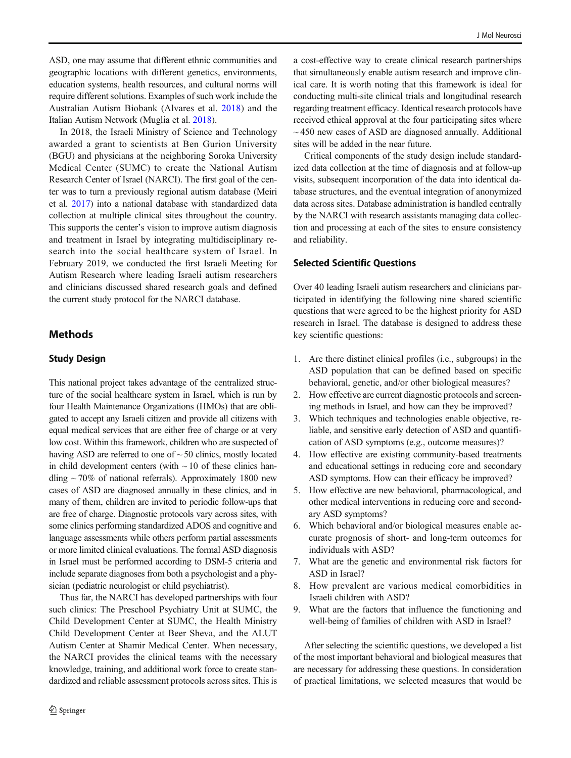ASD, one may assume that different ethnic communities and geographic locations with different genetics, environments, education systems, health resources, and cultural norms will require different solutions. Examples of such work include the Australian Autism Biobank (Alvares et al. 2018) and the Italian Autism Network (Muglia et al. 2018).

In 2018, the Israeli Ministry of Science and Technology awarded a grant to scientists at Ben Gurion University (BGU) and physicians at the neighboring Soroka University Medical Center (SUMC) to create the National Autism Research Center of Israel (NARCI). The first goal of the center was to turn a previously regional autism database (Meiri et al. 2017) into a national database with standardized data collection at multiple clinical sites throughout the country. This supports the center's vision to improve autism diagnosis and treatment in Israel by integrating multidisciplinary research into the social healthcare system of Israel. In February 2019, we conducted the first Israeli Meeting for Autism Research where leading Israeli autism researchers and clinicians discussed shared research goals and defined the current study protocol for the NARCI database.

## Methods

### Study Design

This national project takes advantage of the centralized structure of the social healthcare system in Israel, which is run by four Health Maintenance Organizations (HMOs) that are obligated to accept any Israeli citizen and provide all citizens with equal medical services that are either free of charge or at very low cost. Within this framework, children who are suspected of having ASD are referred to one of ~ 50 clinics, mostly located in child development centers (with ~ 10 of these clinics handling ~ 70% of national referrals). Approximately 1800 new cases of ASD are diagnosed annually in these clinics, and in many of them, children are invited to periodic follow-ups that are free of charge. Diagnostic protocols vary across sites, with some clinics performing standardized ADOS and cognitive and language assessments while others perform partial assessments or more limited clinical evaluations. The formal ASD diagnosis in Israel must be performed according to DSM-5 criteria and include separate diagnoses from both a psychologist and a physician (pediatric neurologist or child psychiatrist).

Thus far, the NARCI has developed partnerships with four such clinics: The Preschool Psychiatry Unit at SUMC, the Child Development Center at SUMC, the Health Ministry Child Development Center at Beer Sheva, and the ALUT Autism Center at Shamir Medical Center. When necessary, the NARCI provides the clinical teams with the necessary knowledge, training, and additional work force to create standardized and reliable assessment protocols across sites. This is a cost-effective way to create clinical research partnerships that simultaneously enable autism research and improve clinical care. It is worth noting that this framework is ideal for conducting multi-site clinical trials and longitudinal research regarding treatment efficacy. Identical research protocols have received ethical approval at the four participating sites where ~ 450 new cases of ASD are diagnosed annually. Additional sites will be added in the near future.

Critical components of the study design include standardized data collection at the time of diagnosis and at follow-up visits, subsequent incorporation of the data into identical database structures, and the eventual integration of anonymized data across sites. Database administration is handled centrally by the NARCI with research assistants managing data collection and processing at each of the sites to ensure consistency and reliability.

### Selected Scientific Questions

Over 40 leading Israeli autism researchers and clinicians participated in identifying the following nine shared scientific questions that were agreed to be the highest priority for ASD research in Israel. The database is designed to address these key scientific questions:

1. Are there distinct clinical profiles (i.e., subgroups) in the ASD population that can be defined based on specific behavioral, genetic, and/or other biological measures?
2. How effective are current diagnostic protocols and screening methods in Israel, and how can they be improved?
3. Which techniques and technologies enable objective, reliable, and sensitive early detection of ASD and quantification of ASD symptoms (e.g., outcome measures)?
4. How effective are existing community-based treatments and educational settings in reducing core and secondary ASD symptoms. How can their efficacy be improved?
5. How effective are new behavioral, pharmacological, and other medical interventions in reducing core and secondary ASD symptoms?
6. Which behavioral and/or biological measures enable accurate prognosis of short- and long-term outcomes for individuals with ASD?
7. What are the genetic and environmental risk factors for ASD in Israel?
8. How prevalent are various medical comorbidities in Israeli children with ASD?
9. What are the factors that influence the functioning and well-being of families of children with ASD in Israel?

After selecting the scientific questions, we developed a list of the most important behavioral and biological measures that are necessary for addressing these questions. In consideration of practical limitations, we selected measures that would be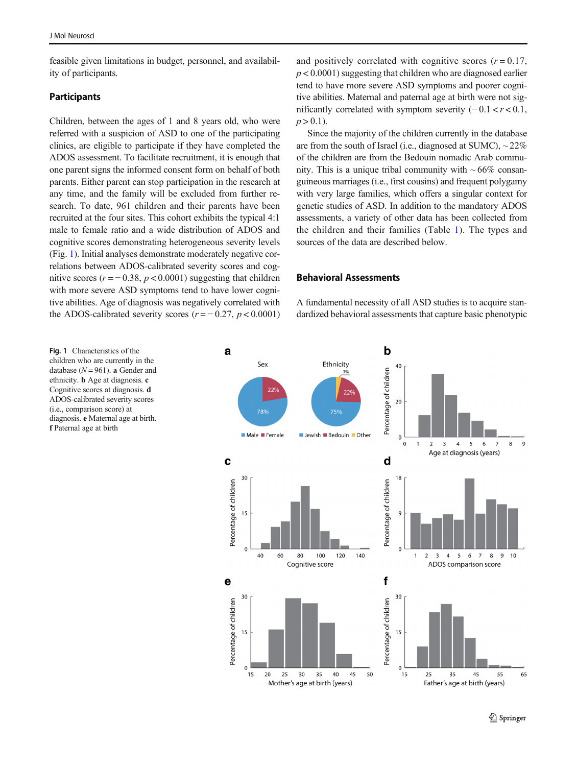feasible given limitations in budget, personnel, and availability of participants.

## Participants

Children, between the ages of 1 and 8 years old, who were referred with a suspicion of ASD to one of the participating clinics, are eligible to participate if they have completed the ADOS assessment. To facilitate recruitment, it is enough that one parent signs the informed consent form on behalf of both parents. Either parent can stop participation in the research at any time, and the family will be excluded from further research. To date, 961 children and their parents have been recruited at the four sites. This cohort exhibits the typical 4:1 male to female ratio and a wide distribution of ADOS and cognitive scores demonstrating heterogeneous severity levels (Fig. 1). Initial analyses demonstrate moderately negative correlations between ADOS-calibrated severity scores and cognitive scores ($r = -0.38$, $p < 0.0001$) suggesting that children with more severe ASD symptoms tend to have lower cognitive abilities. Age of diagnosis was negatively correlated with the ADOS-calibrated severity scores ($r = -0.27$, $p < 0.0001$) and positively correlated with cognitive scores ($r = 0.17$, $p < 0.0001$) suggesting that children who are diagnosed earlier tend to have more severe ASD symptoms and poorer cognitive abilities. Maternal and paternal age at birth were not significantly correlated with symptom severity ($-0.1 < r < 0.1$, $p > 0.1$).

Since the majority of the children currently in the database are from the south of Israel (i.e., diagnosed at SUMC), ~22% of the children are from the Bedouin nomadic Arab community. This is a unique tribal community with ~66% consanguineous marriages (i.e., first cousins) and frequent polygamy with very large families, which offers a singular context for genetic studies of ASD. In addition to the mandatory ADOS assessments, a variety of other data has been collected from the children and their families (Table 1). The types and sources of the data are described below.

## Behavioral Assessments

A fundamental necessity of all ASD studies is to acquire standardized behavioral assessments that capture basic phenotypic

**Fig. 1** Characteristics of the children who are currently in the database ($N = 961$). **a** Gender and ethnicity. **b** Age at diagnosis. **c** Cognitive scores at diagnosis. **d** ADOS-calibrated severity scores (i.e., comparison score) at diagnosis. **e** Maternal age at birth. **f** Paternal age at birth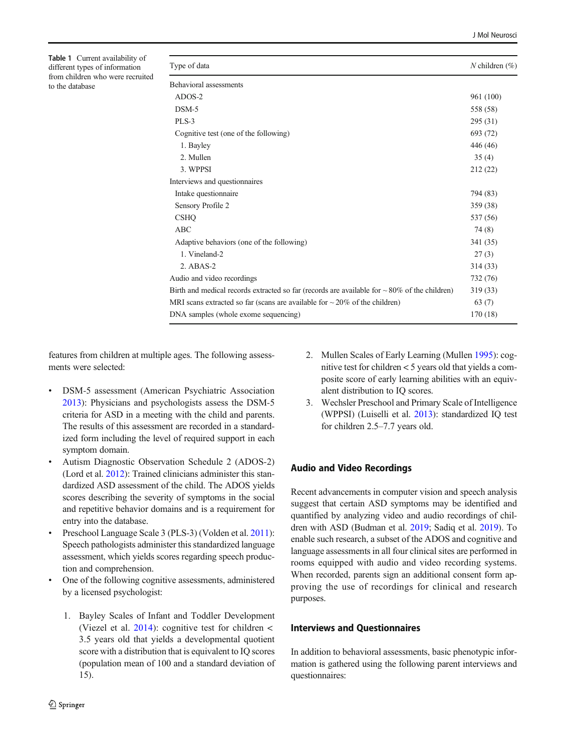Table 1 Current availability of different types of information from children who were recruited to the database

| Type of data | N children (%) |
|---|---|
| Behavioral assessments | |
| ADOS-2 | 961 (100) |
| DSM-5 | 558 (58) |
| PLS-3 | 295 (31) |
| Cognitive test (one of the following) | 693 (72) |
| 1. Bayley | 446 (46) |
| 2. Mullen | 35 (4) |
| 3. WPPSI | 212 (22) |
| Interviews and questionnaires | |
| Intake questionnaire | 794 (83) |
| Sensory Profile 2 | 359 (38) |
| CSHQ | 537 (56) |
| ABC | 74 (8) |
| Adaptive behaviors (one of the following) | 341 (35) |
| 1. Vineland-2 | 27 (3) |
| 2. ABAS-2 | 314 (33) |
| Audio and video recordings | 732 (76) |
| Birth and medical records extracted so far (records are available for ~ 80% of the children) | 319 (33) |
| MRI scans extracted so far (scans are available for ~ 20% of the children) | 63 (7) |
| DNA samples (whole exome sequencing) | 170 (18) |

features from children at multiple ages. The following assessments were selected:

- DSM-5 assessment (American Psychiatric Association 2013): Physicians and psychologists assess the DSM-5 criteria for ASD in a meeting with the child and parents. The results of this assessment are recorded in a standardized form including the level of required support in each symptom domain.
- Autism Diagnostic Observation Schedule 2 (ADOS-2) (Lord et al. 2012): Trained clinicians administer this standardized ASD assessment of the child. The ADOS yields scores describing the severity of symptoms in the social and repetitive behavior domains and is a requirement for entry into the database.
- Preschool Language Scale 3 (PLS-3) (Volden et al. 2011): Speech pathologists administer this standardized language assessment, which yields scores regarding speech production and comprehension.
- One of the following cognitive assessments, administered by a licensed psychologist:

  1. Bayley Scales of Infant and Toddler Development (Viezel et al. 2014): cognitive test for children < 3.5 years old that yields a developmental quotient score with a distribution that is equivalent to IQ scores (population mean of 100 and a standard deviation of 15).
  2. Mullen Scales of Early Learning (Mullen 1995): cognitive test for children < 5 years old that yields a composite score of early learning abilities with an equivalent distribution to IQ scores.
  3. Wechsler Preschool and Primary Scale of Intelligence (WPPSI) (Luiselli et al. 2013): standardized IQ test for children 2.5–7.7 years old.

## Audio and Video Recordings

Recent advancements in computer vision and speech analysis suggest that certain ASD symptoms may be identified and quantified by analyzing video and audio recordings of children with ASD (Budman et al. 2019; Sadiq et al. 2019). To enable such research, a subset of the ADOS and cognitive and language assessments in all four clinical sites are performed in rooms equipped with audio and video recording systems. When recorded, parents sign an additional consent form approving the use of recordings for clinical and research purposes.

## Interviews and Questionnaires

In addition to behavioral assessments, basic phenotypic information is gathered using the following parent interviews and questionnaires: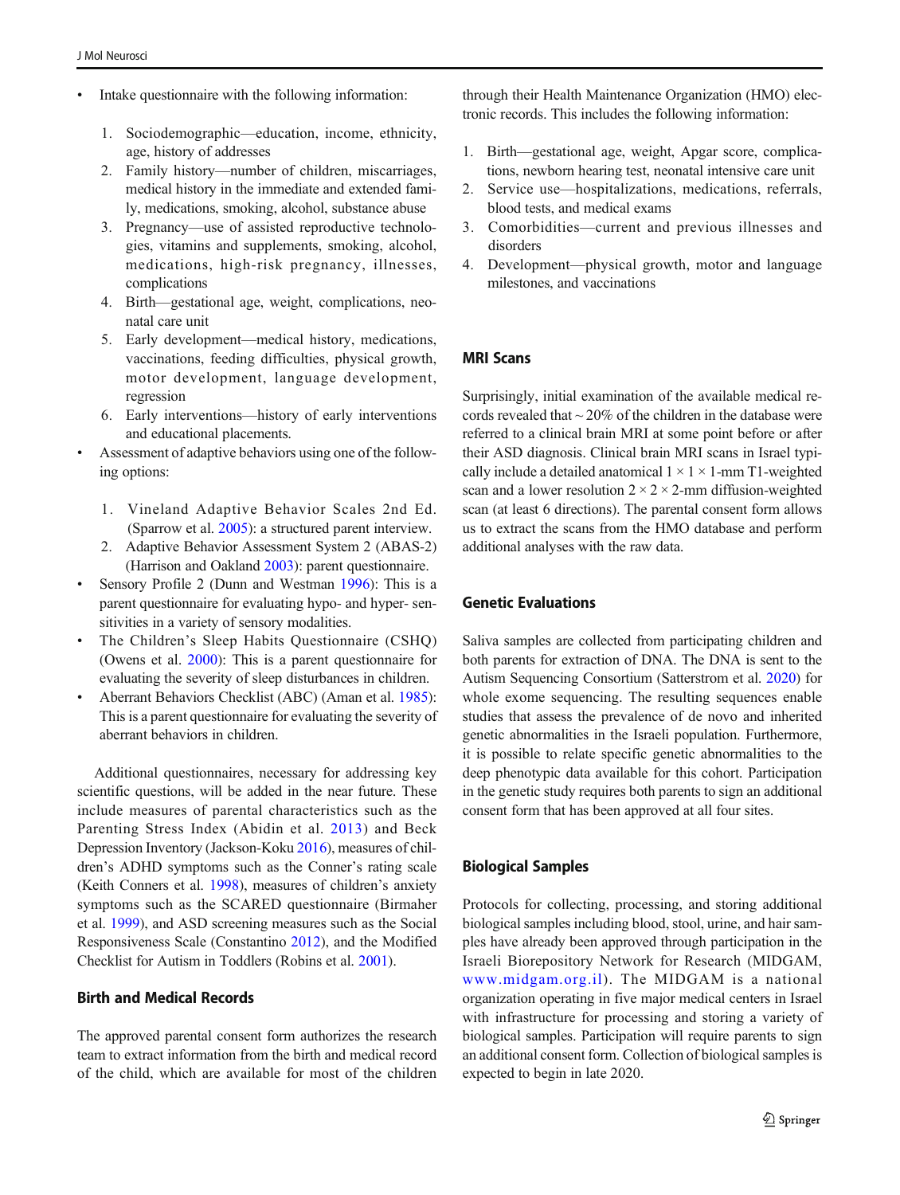- Intake questionnaire with the following information:

  1. Sociodemographic—education, income, ethnicity, age, history of addresses
  2. Family history—number of children, miscarriages, medical history in the immediate and extended family, medications, smoking, alcohol, substance abuse
  3. Pregnancy—use of assisted reproductive technologies, vitamins and supplements, smoking, alcohol, medications, high-risk pregnancy, illnesses, complications
  4. Birth—gestational age, weight, complications, neonatal care unit
  5. Early development—medical history, medications, vaccinations, feeding difficulties, physical growth, motor development, language development, regression
  6. Early interventions—history of early interventions and educational placements.

- Assessment of adaptive behaviors using one of the following options:

  1. Vineland Adaptive Behavior Scales 2nd Ed. (Sparrow et al. 2005): a structured parent interview.
  2. Adaptive Behavior Assessment System 2 (ABAS-2) (Harrison and Oakland 2003): parent questionnaire.

- Sensory Profile 2 (Dunn and Westman 1996): This is a parent questionnaire for evaluating hypo- and hyper- sensitivities in a variety of sensory modalities.
- The Children's Sleep Habits Questionnaire (CSHQ) (Owens et al. 2000): This is a parent questionnaire for evaluating the severity of sleep disturbances in children.
- Aberrant Behaviors Checklist (ABC) (Aman et al. 1985): This is a parent questionnaire for evaluating the severity of aberrant behaviors in children.

Additional questionnaires, necessary for addressing key scientific questions, will be added in the near future. These include measures of parental characteristics such as the Parenting Stress Index (Abidin et al. 2013) and Beck Depression Inventory (Jackson-Koku 2016), measures of children's ADHD symptoms such as the Conner's rating scale (Keith Conners et al. 1998), measures of children's anxiety symptoms such as the SCARED questionnaire (Birmaher et al. 1999), and ASD screening measures such as the Social Responsiveness Scale (Constantino 2012), and the Modified Checklist for Autism in Toddlers (Robins et al. 2001).

### Birth and Medical Records

The approved parental consent form authorizes the research team to extract information from the birth and medical record of the child, which are available for most of the children through their Health Maintenance Organization (HMO) electronic records. This includes the following information:

1. Birth—gestational age, weight, Apgar score, complications, newborn hearing test, neonatal intensive care unit
2. Service use—hospitalizations, medications, referrals, blood tests, and medical exams
3. Comorbidities—current and previous illnesses and disorders
4. Development—physical growth, motor and language milestones, and vaccinations

### MRI Scans

Surprisingly, initial examination of the available medical records revealed that ~ 20% of the children in the database were referred to a clinical brain MRI at some point before or after their ASD diagnosis. Clinical brain MRI scans in Israel typically include a detailed anatomical $1 \times 1 \times 1$-mm T1-weighted scan and a lower resolution $2 \times 2 \times 2$-mm diffusion-weighted scan (at least 6 directions). The parental consent form allows us to extract the scans from the HMO database and perform additional analyses with the raw data.

### Genetic Evaluations

Saliva samples are collected from participating children and both parents for extraction of DNA. The DNA is sent to the Autism Sequencing Consortium (Satterstrom et al. 2020) for whole exome sequencing. The resulting sequences enable studies that assess the prevalence of de novo and inherited genetic abnormalities in the Israeli population. Furthermore, it is possible to relate specific genetic abnormalities to the deep phenotypic data available for this cohort. Participation in the genetic study requires both parents to sign an additional consent form that has been approved at all four sites.

### Biological Samples

Protocols for collecting, processing, and storing additional biological samples including blood, stool, urine, and hair samples have already been approved through participation in the Israeli Biorepository Network for Research (MIDGAM, www.midgam.org.il). The MIDGAM is a national organization operating in five major medical centers in Israel with infrastructure for processing and storing a variety of biological samples. Participation will require parents to sign an additional consent form. Collection of biological samples is expected to begin in late 2020.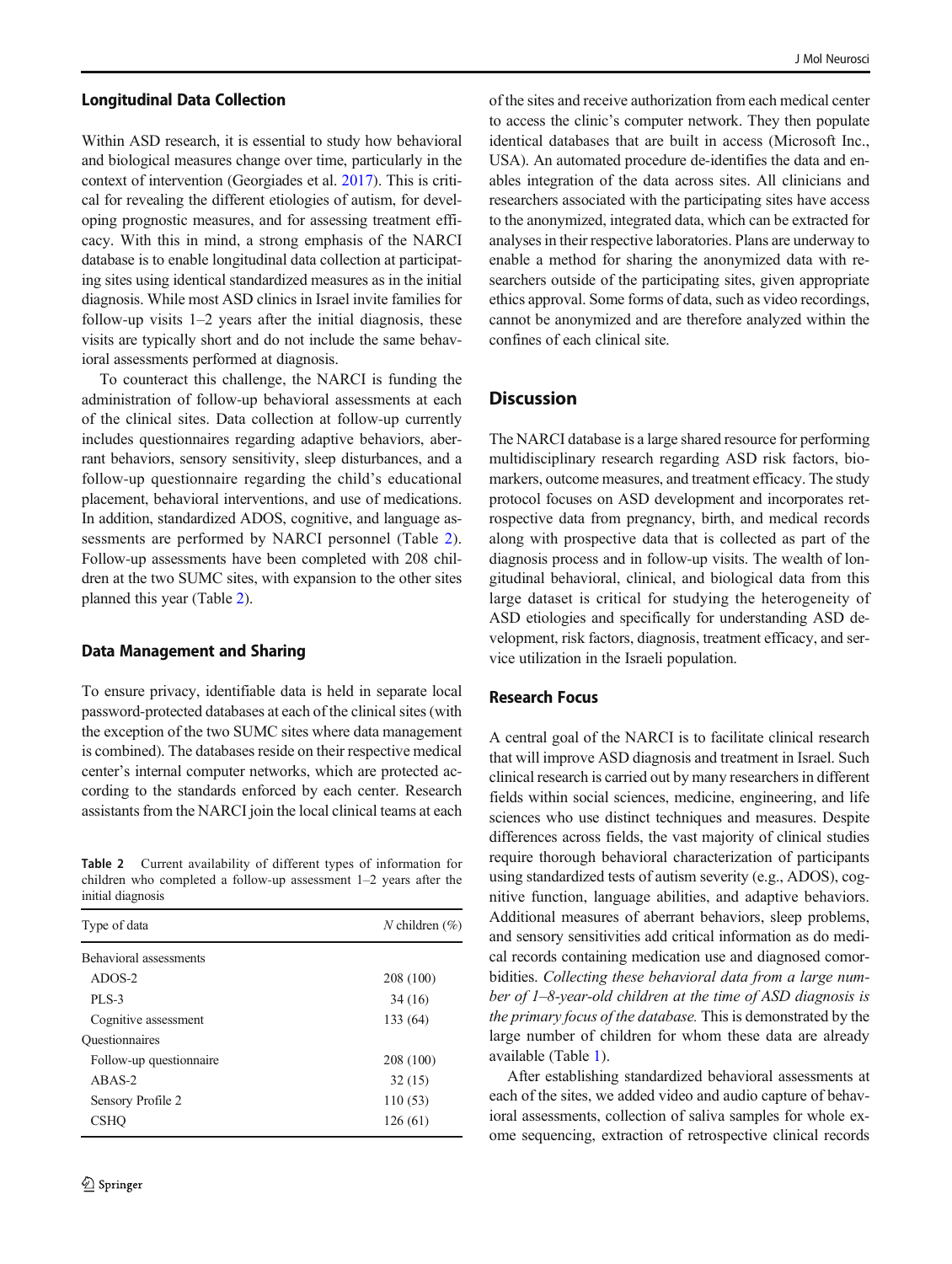### Longitudinal Data Collection

Within ASD research, it is essential to study how behavioral and biological measures change over time, particularly in the context of intervention (Georgiades et al. 2017). This is critical for revealing the different etiologies of autism, for developing prognostic measures, and for assessing treatment efficacy. With this in mind, a strong emphasis of the NARCI database is to enable longitudinal data collection at participating sites using identical standardized measures as in the initial diagnosis. While most ASD clinics in Israel invite families for follow-up visits 1–2 years after the initial diagnosis, these visits are typically short and do not include the same behavioral assessments performed at diagnosis.

To counteract this challenge, the NARCI is funding the administration of follow-up behavioral assessments at each of the clinical sites. Data collection at follow-up currently includes questionnaires regarding adaptive behaviors, aberrant behaviors, sensory sensitivity, sleep disturbances, and a follow-up questionnaire regarding the child's educational placement, behavioral interventions, and use of medications. In addition, standardized ADOS, cognitive, and language assessments are performed by NARCI personnel (Table 2). Follow-up assessments have been completed with 208 children at the two SUMC sites, with expansion to the other sites planned this year (Table 2).

### Data Management and Sharing

To ensure privacy, identifiable data is held in separate local password-protected databases at each of the clinical sites (with the exception of the two SUMC sites where data management is combined). The databases reside on their respective medical center's internal computer networks, which are protected according to the standards enforced by each center. Research assistants from the NARCI join the local clinical teams at each of the sites and receive authorization from each medical center to access the clinic's computer network. They then populate identical databases that are built in access (Microsoft Inc., USA). An automated procedure de-identifies the data and enables integration of the data across sites. All clinicians and researchers associated with the participating sites have access to the anonymized, integrated data, which can be extracted for analyses in their respective laboratories. Plans are underway to enable a method for sharing the anonymized data with researchers outside of the participating sites, given appropriate ethics approval. Some forms of data, such as video recordings, cannot be anonymized and are therefore analyzed within the confines of each clinical site.

**Table 2** Current availability of different types of information for children who completed a follow-up assessment 1–2 years after the initial diagnosis

| Type of data | *N* children (%) |
|---|---|
| Behavioral assessments | |
| ADOS-2 | 208 (100) |
| PLS-3 | 34 (16) |
| Cognitive assessment | 133 (64) |
| Questionnaires | |
| Follow-up questionnaire | 208 (100) |
| ABAS-2 | 32 (15) |
| Sensory Profile 2 | 110 (53) |
| CSHQ | 126 (61) |

## Discussion

The NARCI database is a large shared resource for performing multidisciplinary research regarding ASD risk factors, biomarkers, outcome measures, and treatment efficacy. The study protocol focuses on ASD development and incorporates retrospective data from pregnancy, birth, and medical records along with prospective data that is collected as part of the diagnosis process and in follow-up visits. The wealth of longitudinal behavioral, clinical, and biological data from this large dataset is critical for studying the heterogeneity of ASD etiologies and specifically for understanding ASD development, risk factors, diagnosis, treatment efficacy, and service utilization in the Israeli population.

### Research Focus

A central goal of the NARCI is to facilitate clinical research that will improve ASD diagnosis and treatment in Israel. Such clinical research is carried out by many researchers in different fields within social sciences, medicine, engineering, and life sciences who use distinct techniques and measures. Despite differences across fields, the vast majority of clinical studies require thorough behavioral characterization of participants using standardized tests of autism severity (e.g., ADOS), cognitive function, language abilities, and adaptive behaviors. Additional measures of aberrant behaviors, sleep problems, and sensory sensitivities add critical information as do medical records containing medication use and diagnosed comorbidities. *Collecting these behavioral data from a large number of 1–8-year-old children at the time of ASD diagnosis is the primary focus of the database.* This is demonstrated by the large number of children for whom these data are already available (Table 1).

After establishing standardized behavioral assessments at each of the sites, we added video and audio capture of behavioral assessments, collection of saliva samples for whole exome sequencing, extraction of retrospective clinical records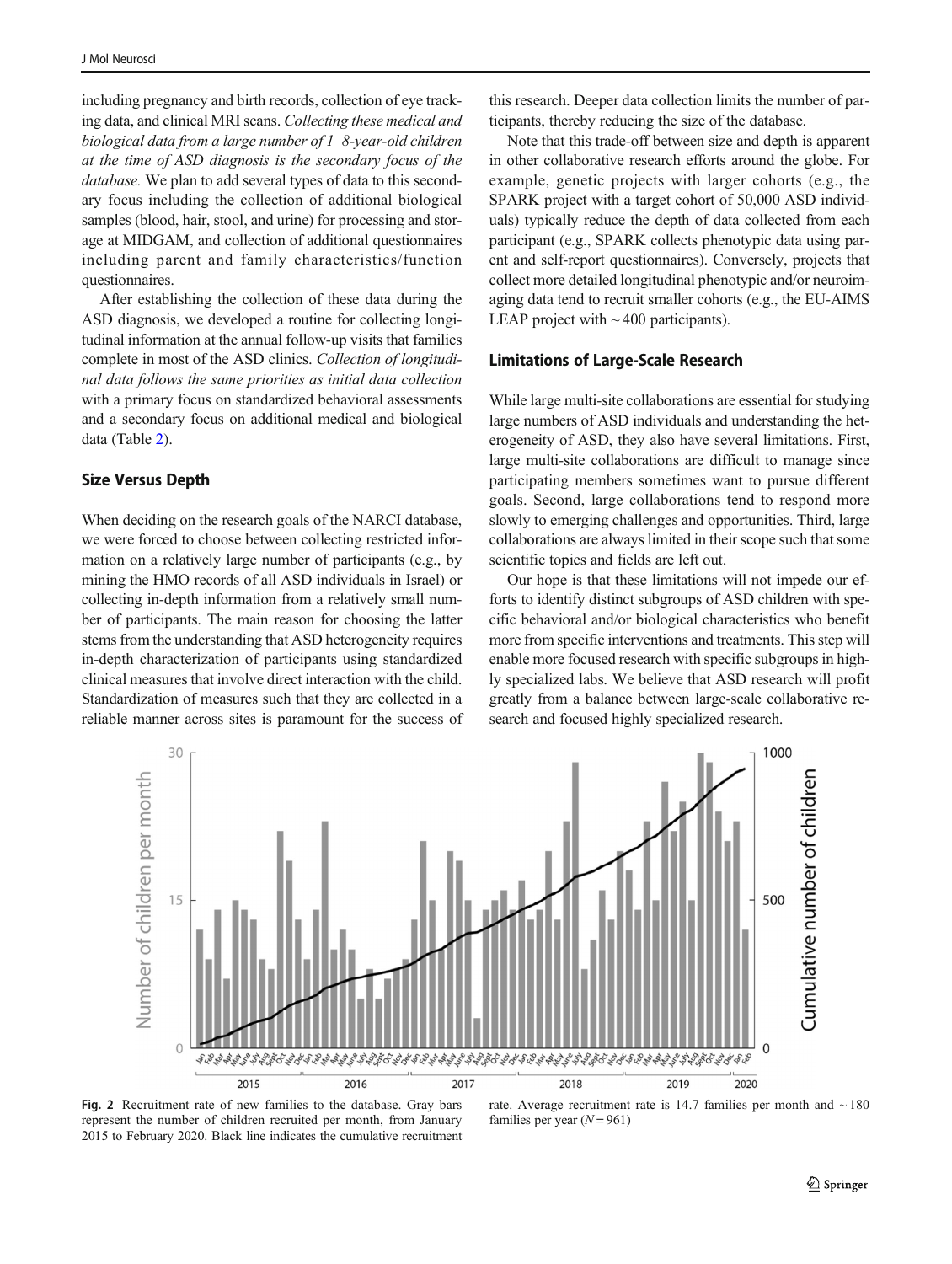including pregnancy and birth records, collection of eye tracking data, and clinical MRI scans. *Collecting these medical and biological data from a large number of 1–8-year-old children at the time of ASD diagnosis is the secondary focus of the database.* We plan to add several types of data to this secondary focus including the collection of additional biological samples (blood, hair, stool, and urine) for processing and storage at MIDGAM, and collection of additional questionnaires including parent and family characteristics/function questionnaires.

After establishing the collection of these data during the ASD diagnosis, we developed a routine for collecting longitudinal information at the annual follow-up visits that families complete in most of the ASD clinics. *Collection of longitudinal data follows the same priorities as initial data collection* with a primary focus on standardized behavioral assessments and a secondary focus on additional medical and biological data (Table 2).

### Size Versus Depth

When deciding on the research goals of the NARCI database, we were forced to choose between collecting restricted information on a relatively large number of participants (e.g., by mining the HMO records of all ASD individuals in Israel) or collecting in-depth information from a relatively small number of participants. The main reason for choosing the latter stems from the understanding that ASD heterogeneity requires in-depth characterization of participants using standardized clinical measures that involve direct interaction with the child. Standardization of measures such that they are collected in a reliable manner across sites is paramount for the success of this research. Deeper data collection limits the number of participants, thereby reducing the size of the database.

Note that this trade-off between size and depth is apparent in other collaborative research efforts around the globe. For example, genetic projects with larger cohorts (e.g., the SPARK project with a target cohort of 50,000 ASD individuals) typically reduce the depth of data collected from each participant (e.g., SPARK collects phenotypic data using parent and self-report questionnaires). Conversely, projects that collect more detailed longitudinal phenotypic and/or neuroimaging data tend to recruit smaller cohorts (e.g., the EU-AIMS LEAP project with ~ 400 participants).

### Limitations of Large-Scale Research

While large multi-site collaborations are essential for studying large numbers of ASD individuals and understanding the heterogeneity of ASD, they also have several limitations. First, large multi-site collaborations are difficult to manage since participating members sometimes want to pursue different goals. Second, large collaborations tend to respond more slowly to emerging challenges and opportunities. Third, large collaborations are always limited in their scope such that some scientific topics and fields are left out.

Our hope is that these limitations will not impede our efforts to identify distinct subgroups of ASD children with specific behavioral and/or biological characteristics who benefit more from specific interventions and treatments. This step will enable more focused research with specific subgroups in highly specialized labs. We believe that ASD research will profit greatly from a balance between large-scale collaborative research and focused highly specialized research.

**Fig. 2** Recruitment rate of new families to the database. Gray bars represent the number of children recruited per month, from January 2015 to February 2020. Black line indicates the cumulative recruitment rate. Average recruitment rate is 14.7 families per month and ~ 180 families per year ($N = 961$)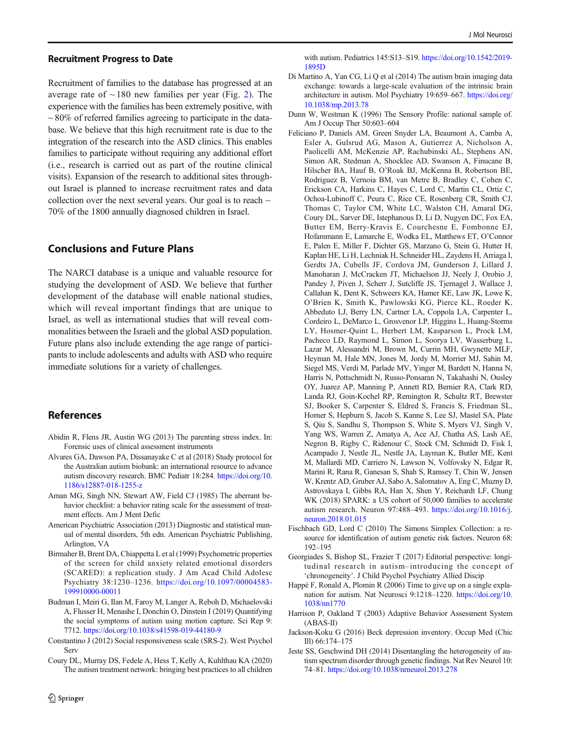### Recruitment Progress to Date

Recruitment of families to the database has progressed at an average rate of ~ 180 new families per year (Fig. 2). The experience with the families has been extremely positive, with ~ 80% of referred families agreeing to participate in the database. We believe that this high recruitment rate is due to the integration of the research into the ASD clinics. This enables families to participate without requiring any additional effort (i.e., research is carried out as part of the routine clinical visits). Expansion of the research to additional sites throughout Israel is planned to increase recruitment rates and data collection over the next several years. Our goal is to reach ~ 70% of the 1800 annually diagnosed children in Israel.

## Conclusions and Future Plans

The NARCI database is a unique and valuable resource for studying the development of ASD. We believe that further development of the database will enable national studies, which will reveal important findings that are unique to Israel, as well as international studies that will reveal commonalities between the Israeli and the global ASD population. Future plans also include extending the age range of participants to include adolescents and adults with ASD who require immediate solutions for a variety of challenges.

## References

Abidin R, Flens JR, Austin WG (2013) The parenting stress index. In: Forensic uses of clinical assessment instruments

Alvares GA, Dawson PA, Dissanayake C et al (2018) Study protocol for the Australian autism biobank: an international resource to advance autism discovery research. BMC Pediatr 18:284. https://doi.org/10.1186/s12887-018-1255-z

Aman MG, Singh NN, Stewart AW, Field CJ (1985) The aberrant behavior checklist: a behavior rating scale for the assessment of treatment effects. Am J Ment Defic

American Psychiatric Association (2013) Diagnostic and statistical manual of mental disorders, 5th edn. American Psychiatric Publishing, Arlington, VA

Birmaher B, Brent DA, Chiappetta L et al (1999) Psychometric properties of the screen for child anxiety related emotional disorders (SCARED): a replication study. J Am Acad Child Adolesc Psychiatry 38:1230–1236. https://doi.org/10.1097/00004583-199910000-00011

Budman I, Meiri G, Ilan M, Faroy M, Langer A, Reboh D, Michaelovski A, Flusser H, Menashe I, Donchin O, Dinstein I (2019) Quantifying the social symptoms of autism using motion capture. Sci Rep 9: 7712. https://doi.org/10.1038/s41598-019-44180-9

Constantino J (2012) Social responsiveness scale (SRS-2). West Psychol Serv

Coury DL, Murray DS, Fedele A, Hess T, Kelly A, Kuhlthau KA (2020) The autism treatment network: bringing best practices to all children with autism. Pediatrics 145:S13–S19. https://doi.org/10.1542/2019-1895D

Di Martino A, Yan CG, Li Q et al (2014) The autism brain imaging data exchange: towards a large-scale evaluation of the intrinsic brain architecture in autism. Mol Psychiatry 19:659–667. https://doi.org/10.1038/mp.2013.78

Dunn W, Westman K (1996) The Sensory Profile: national sample of. Am J Occup Ther 50:603–604

Feliciano P, Daniels AM, Green Snyder LA, Beaumont A, Camba A, Esler A, Gulsrud AG, Mason A, Gutierrez A, Nicholson A, Paolicelli AM, McKenzie AP, Rachubinski AL, Stephens AN, Simon AR, Stedman A, Shocklee AD, Swanson A, Finucane B, Hilscher BA, Hauf B, O'Roak BJ, McKenna B, Robertson BE, Rodriguez B, Vernoia BM, van Metre B, Bradley C, Cohen C, Erickson CA, Harkins C, Hayes C, Lord C, Martin CL, Ortiz C, Ochoa-Lubinoff C, Peura C, Rice CE, Rosenberg CR, Smith CJ, Thomas C, Taylor CM, White LC, Walston CH, Amaral DG, Coury DL, Sarver DE, Istephanous D, Li D, Nugyen DC, Fox EA, Butter EM, Berry-Kravis E, Courchesne E, Fombonne EJ, Hofammann E, Lamarche E, Wodka EL, Matthews ET, O'Connor E, Palen E, Miller F, Dichter GS, Marzano G, Stein G, Hutter H, Kaplan HE, Li H, Lechniak H, Schneider HL, Zaydens H, Arriaga I, Gerdts JA, Cubells JF, Cordova JM, Gunderson J, Lillard J, Manoharan J, McCracken JT, Michaelson JJ, Neely J, Orobio J, Pandey J, Piven J, Scherr J, Sutcliffe JS, Tjernagel J, Wallace J, Callahan K, Dent K, Schweers KA, Hamer KE, Law JK, Lowe K, O'Brien K, Smith K, Pawlowski KG, Pierce KL, Roeder K, Abbeduto LJ, Berry LN, Cartner LA, Coppola LA, Carpenter L, Cordeiro L, DeMarco L, Grosvenor LP, Higgins L, Huang-Storms LY, Hosmer-Quint L, Herbert LM, Kasparson L, Prock LM, Pacheco LD, Raymond L, Simon L, Soorya LV, Wasserburg L, Lazar M, Alessandri M, Brown M, Currin MH, Gwynette MLF, Heyman M, Hale MN, Jones M, Jordy M, Morrier MJ, Sahin M, Siegel MS, Verdi M, Parlade MV, Yinger M, Bardett N, Hanna N, Harris N, Pottschmidt N, Russo-Ponsaran N, Takahashi N, Ousley OY, Juarez AP, Manning P, Annett RD, Bernier RA, Clark RD, Landa RJ, Goin-Kochel RP, Remington R, Schultz RT, Brewster SJ, Booker S, Carpenter S, Eldred S, Francis S, Friedman SL, Horner S, Hepburn S, Jacob S, Kanne S, Lee SJ, Mastel SA, Plate S, Qiu S, Sandhu S, Thompson S, White S, Myers VJ, Singh V, Yang WS, Warren Z, Amatya A, Ace AJ, Chatha AS, Lash AE, Negron B, Rigby C, Ridenour C, Stock CM, Schmidt D, Fisk I, Acampado J, Nestle JL, Nestle JA, Layman K, Butler ME, Kent M, Mallardi MD, Carriero N, Lawson N, Volfovsky N, Edgar R, Marini R, Rana R, Ganesan S, Shah S, Ramsey T, Chin W, Jensen W, Krentz AD, Gruber AJ, Sabo A, Salomatov A, Eng C, Muzny D, Astrovskaya I, Gibbs RA, Han X, Shen Y, Reichardt LF, Chung WK (2018) SPARK: a US cohort of 50,000 families to accelerate autism research. Neuron 97:488–493. https://doi.org/10.1016/j.neuron.2018.01.015

Fischbach GD, Lord C (2010) The Simons Simplex Collection: a resource for identification of autism genetic risk factors. Neuron 68: 192–195

Georgiades S, Bishop SL, Frazier T (2017) Editorial perspective: longitudinal research in autism–introducing the concept of 'chronogeneity'. J Child Psychol Psychiatry Allied Discip

Happé F, Ronald A, Plomin R (2006) Time to give up on a single explanation for autism. Nat Neurosci 9:1218–1220. https://doi.org/10.1038/nn1770

Harrison P, Oakland T (2003) Adaptive Behavior Assessment System (ABAS-II)

Jackson-Koku G (2016) Beck depression inventory. Occup Med (Chic Ill) 66:174–175

Jeste SS, Geschwind DH (2014) Disentangling the heterogeneity of autism spectrum disorder through genetic findings. Nat Rev Neurol 10: 74–81. https://doi.org/10.1038/nrneurol.2013.278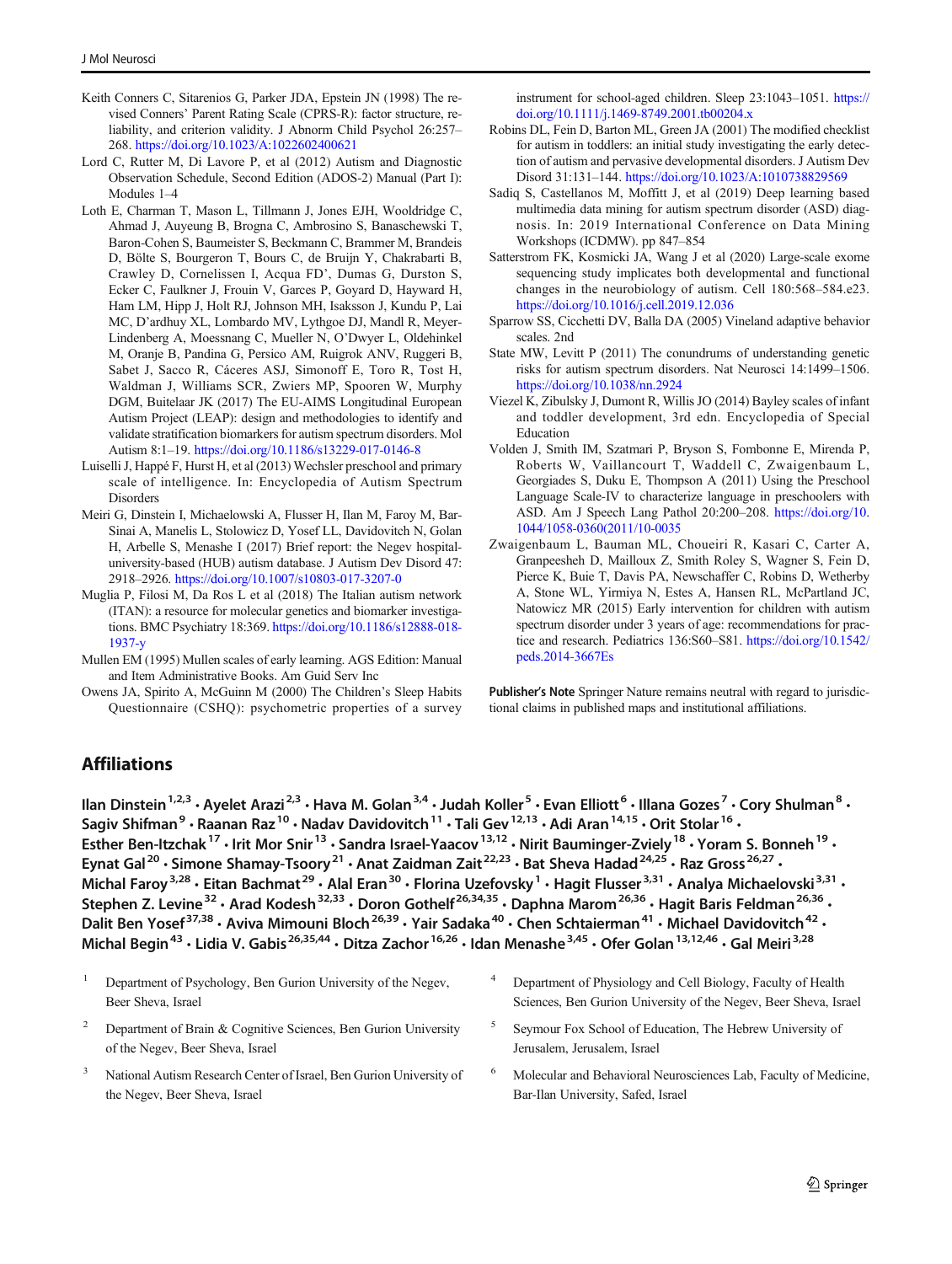Keith Conners C, Sitarenios G, Parker JDA, Epstein JN (1998) The revised Conners' Parent Rating Scale (CPRS-R): factor structure, reliability, and criterion validity. J Abnorm Child Psychol 26:257–268. https://doi.org/10.1023/A:1022602400621

Lord C, Rutter M, Di Lavore P, et al (2012) Autism and Diagnostic Observation Schedule, Second Edition (ADOS-2) Manual (Part I): Modules 1–4

Loth E, Charman T, Mason L, Tillmann J, Jones EJH, Wooldridge C, Ahmad J, Auyeung B, Brogna C, Ambrosino S, Banaschewski T, Baron-Cohen S, Baumeister S, Beckmann C, Brammer M, Brandeis D, Bölte S, Bourgeron T, Bours C, de Bruijn Y, Chakrabarti B, Crawley D, Cornelissen I, Acqua FD', Dumas G, Durston S, Ecker C, Faulkner J, Frouin V, Garces P, Goyard D, Hayward H, Ham LM, Hipp J, Holt RJ, Johnson MH, Isaksson J, Kundu P, Lai MC, D'ardhuy XL, Lombardo MV, Lythgoe DJ, Mandl R, Meyer-Lindenberg A, Moessnang C, Mueller N, O'Dwyer L, Oldehinkel M, Oranje B, Pandina G, Persico AM, Ruigrok ANV, Ruggeri B, Sabet J, Sacco R, Cáceres ASJ, Simonoff E, Toro R, Tost H, Waldman J, Williams SCR, Zwiers MP, Spooren W, Murphy DGM, Buitelaar JK (2017) The EU-AIMS Longitudinal European Autism Project (LEAP): design and methodologies to identify and validate stratification biomarkers for autism spectrum disorders. Mol Autism 8:1–19. https://doi.org/10.1186/s13229-017-0146-8

Luiselli J, Happé F, Hurst H, et al (2013) Wechsler preschool and primary scale of intelligence. In: Encyclopedia of Autism Spectrum Disorders

Meiri G, Dinstein I, Michaelowski A, Flusser H, Ilan M, Faroy M, Bar-Sinai A, Manelis L, Stolowicz D, Yosef LL, Davidovitch N, Golan H, Arbelle S, Menashe I (2017) Brief report: the Negev hospital-university-based (HUB) autism database. J Autism Dev Disord 47:2918–2926. https://doi.org/10.1007/s10803-017-3207-0

Muglia P, Filosi M, Da Ros L et al (2018) The Italian autism network (ITAN): a resource for molecular genetics and biomarker investigations. BMC Psychiatry 18:369. https://doi.org/10.1186/s12888-018-1937-y

Mullen EM (1995) Mullen scales of early learning. AGS Edition: Manual and Item Administrative Books. Am Guid Serv Inc

Owens JA, Spirito A, McGuinn M (2000) The Children's Sleep Habits Questionnaire (CSHQ): psychometric properties of a survey instrument for school-aged children. Sleep 23:1043–1051. https://doi.org/10.1111/j.1469-8749.2001.tb00204.x

Robins DL, Fein D, Barton ML, Green JA (2001) The modified checklist for autism in toddlers: an initial study investigating the early detection of autism and pervasive developmental disorders. J Autism Dev Disord 31:131–144. https://doi.org/10.1023/A:1010738829569

Sadiq S, Castellanos M, Moffitt J, et al (2019) Deep learning based multimedia data mining for autism spectrum disorder (ASD) diagnosis. In: 2019 International Conference on Data Mining Workshops (ICDMW). pp 847–854

Satterstrom FK, Kosmicki JA, Wang J et al (2020) Large-scale exome sequencing study implicates both developmental and functional changes in the neurobiology of autism. Cell 180:568–584.e23. https://doi.org/10.1016/j.cell.2019.12.036

Sparrow SS, Cicchetti DV, Balla DA (2005) Vineland adaptive behavior scales. 2nd

State MW, Levitt P (2011) The conundrums of understanding genetic risks for autism spectrum disorders. Nat Neurosci 14:1499–1506. https://doi.org/10.1038/nn.2924

Viezel K, Zibulsky J, Dumont R, Willis JO (2014) Bayley scales of infant and toddler development, 3rd edn. Encyclopedia of Special Education

Volden J, Smith IM, Szatmari P, Bryson S, Fombonne E, Mirenda P, Roberts W, Vaillancourt T, Waddell C, Zwaigenbaum L, Georgiades S, Duku E, Thompson A (2011) Using the Preschool Language Scale-IV to characterize language in preschoolers with ASD. Am J Speech Lang Pathol 20:200–208. https://doi.org/10.1044/1058-0360(2011/10-0035

Zwaigenbaum L, Bauman ML, Choueiri R, Kasari C, Carter A, Granpeesheh D, Mailloux Z, Smith Roley S, Wagner S, Fein D, Pierce K, Buie T, Davis PA, Newschaffer C, Robins D, Wetherby A, Stone WL, Yirmiya N, Estes A, Hansen RL, McPartland JC, Natowicz MR (2015) Early intervention for children with autism spectrum disorder under 3 years of age: recommendations for practice and research. Pediatrics 136:S60–S81. https://doi.org/10.1542/peds.2014-3667Es

**Publisher's Note** Springer Nature remains neutral with regard to jurisdictional claims in published maps and institutional affiliations.

## Affiliations

**Ilan Dinstein[1,2,3] · Ayelet Arazi[2,3] · Hava M. Golan[3,4] · Judah Koller[5] · Evan Elliott[6] · Illana Gozes[7] · Cory Shulman[8] · Sagiv Shifman[9] · Raanan Raz[10] · Nadav Davidovitch[11] · Tali Gev[12,13] · Adi Aran[14,15] · Orit Stolar[16] · Esther Ben-Itzchak[17] · Irit Mor Snir[13] · Sandra Israel-Yaacov[13,12] · Nirit Bauminger-Zviely[18] · Yoram S. Bonneh[19] · Eynat Gal[20] · Simone Shamay-Tsoory[21] · Anat Zaidman Zait[22,23] · Bat Sheva Hadad[24,25] · Raz Gross[26,27] · Michal Faroy[3,28] · Eitan Bachmat[29] · Alal Eran[30] · Florina Uzefovsky[1] · Hagit Flusser[3,31] · Analya Michaelovski[3,31] · Stephen Z. Levine[32] · Arad Kodesh[32,33] · Doron Gothelf[26,34,35] · Daphna Marom[26,36] · Hagit Baris Feldman[26,36] · Dalit Ben Yosef[37,38] · Aviva Mimouni Bloch[26,39] · Yair Sadaka[40] · Chen Schtaierman[41] · Michael Davidovitch[42] · Michal Begin[43] · Lidia V. Gabis[26,35,44] · Ditza Zachor[16,26] · Idan Menashe[3,45] · Ofer Golan[13,12,46] · Gal Meiri[3,28]**

1. Department of Psychology, Ben Gurion University of the Negev, Beer Sheva, Israel
2. Department of Brain & Cognitive Sciences, Ben Gurion University of the Negev, Beer Sheva, Israel
3. National Autism Research Center of Israel, Ben Gurion University of the Negev, Beer Sheva, Israel
4. Department of Physiology and Cell Biology, Faculty of Health Sciences, Ben Gurion University of the Negev, Beer Sheva, Israel
5. Seymour Fox School of Education, The Hebrew University of Jerusalem, Jerusalem, Israel
6. Molecular and Behavioral Neurosciences Lab, Faculty of Medicine, Bar-Ilan University, Safed, Israel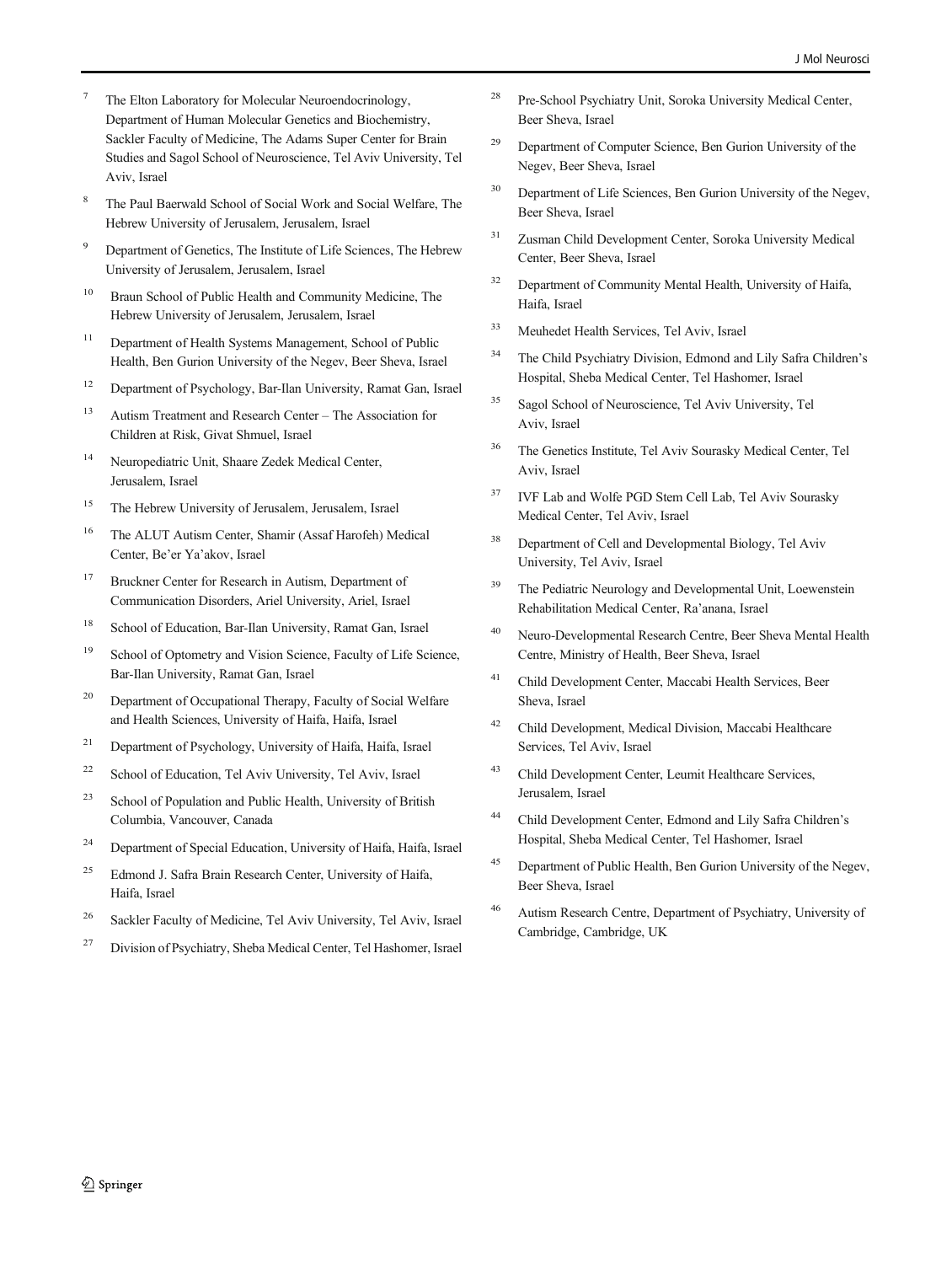[7] The Elton Laboratory for Molecular Neuroendocrinology, Department of Human Molecular Genetics and Biochemistry, Sackler Faculty of Medicine, The Adams Super Center for Brain Studies and Sagol School of Neuroscience, Tel Aviv University, Tel Aviv, Israel

[8] The Paul Baerwald School of Social Work and Social Welfare, The Hebrew University of Jerusalem, Jerusalem, Israel

[9] Department of Genetics, The Institute of Life Sciences, The Hebrew University of Jerusalem, Jerusalem, Israel

[10] Braun School of Public Health and Community Medicine, The Hebrew University of Jerusalem, Jerusalem, Israel

[11] Department of Health Systems Management, School of Public Health, Ben Gurion University of the Negev, Beer Sheva, Israel

[12] Department of Psychology, Bar-Ilan University, Ramat Gan, Israel

[13] Autism Treatment and Research Center – The Association for Children at Risk, Givat Shmuel, Israel

[14] Neuropediatric Unit, Shaare Zedek Medical Center, Jerusalem, Israel

[15] The Hebrew University of Jerusalem, Jerusalem, Israel

[16] The ALUT Autism Center, Shamir (Assaf Harofeh) Medical Center, Be'er Ya'akov, Israel

[17] Bruckner Center for Research in Autism, Department of Communication Disorders, Ariel University, Ariel, Israel

[18] School of Education, Bar-Ilan University, Ramat Gan, Israel

[19] School of Optometry and Vision Science, Faculty of Life Science, Bar-Ilan University, Ramat Gan, Israel

[20] Department of Occupational Therapy, Faculty of Social Welfare and Health Sciences, University of Haifa, Haifa, Israel

[21] Department of Psychology, University of Haifa, Haifa, Israel

[22] School of Education, Tel Aviv University, Tel Aviv, Israel

[23] School of Population and Public Health, University of British Columbia, Vancouver, Canada

[24] Department of Special Education, University of Haifa, Haifa, Israel

[25] Edmond J. Safra Brain Research Center, University of Haifa, Haifa, Israel

[26] Sackler Faculty of Medicine, Tel Aviv University, Tel Aviv, Israel

[27] Division of Psychiatry, Sheba Medical Center, Tel Hashomer, Israel

[28] Pre-School Psychiatry Unit, Soroka University Medical Center, Beer Sheva, Israel

[29] Department of Computer Science, Ben Gurion University of the Negev, Beer Sheva, Israel

[30] Department of Life Sciences, Ben Gurion University of the Negev, Beer Sheva, Israel

[31] Zusman Child Development Center, Soroka University Medical Center, Beer Sheva, Israel

[32] Department of Community Mental Health, University of Haifa, Haifa, Israel

[33] Meuhedet Health Services, Tel Aviv, Israel

[34] The Child Psychiatry Division, Edmond and Lily Safra Children's Hospital, Sheba Medical Center, Tel Hashomer, Israel

[35] Sagol School of Neuroscience, Tel Aviv University, Tel Aviv, Israel

[36] The Genetics Institute, Tel Aviv Sourasky Medical Center, Tel Aviv, Israel

[37] IVF Lab and Wolfe PGD Stem Cell Lab, Tel Aviv Sourasky Medical Center, Tel Aviv, Israel

[38] Department of Cell and Developmental Biology, Tel Aviv University, Tel Aviv, Israel

[39] The Pediatric Neurology and Developmental Unit, Loewenstein Rehabilitation Medical Center, Ra'anana, Israel

[40] Neuro-Developmental Research Centre, Beer Sheva Mental Health Centre, Ministry of Health, Beer Sheva, Israel

[41] Child Development Center, Maccabi Health Services, Beer Sheva, Israel

[42] Child Development, Medical Division, Maccabi Healthcare Services, Tel Aviv, Israel

[43] Child Development Center, Leumit Healthcare Services, Jerusalem, Israel

[44] Child Development Center, Edmond and Lily Safra Children's Hospital, Sheba Medical Center, Tel Hashomer, Israel

[45] Department of Public Health, Ben Gurion University of the Negev, Beer Sheva, Israel

[46] Autism Research Centre, Department of Psychiatry, University of Cambridge, Cambridge, UK